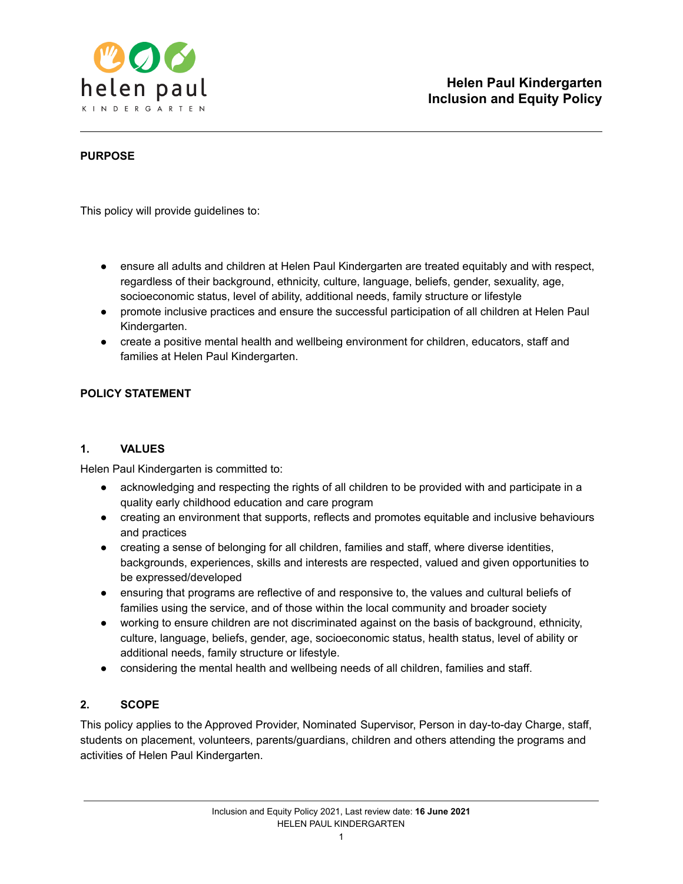# Helen Paul Kindergarten Inclusion and Equity Policy

## PURPOSE

This policy will provide guidelines to:

- ensure all adults and children at Helen Paul Kindergarten are treated equitably and with respect, regardless of their background, ethnicity, culture, language, beliefs, gender, sexuality, age, socioeconomic status, level of ability, additional needs, family structure or lifestyle
- promote inclusive practices and ensure the successful participation of all children at Helen Paul Kindergarten.
- create a positive mental health and wellbeing environment for children, educators, staff and families at Helen Paul Kindergarten.

## POLICY STATEMENT

### 1. VALUES

Helen Paul Kindergarten is committed to:

- acknowledging and respecting the rights of all children to be provided with and participate in a quality early childhood education and care program
- creating an environment that supports, reflects and promotes equitable and inclusive behaviours and practices
- creating a sense of belonging for all children, families and staff, where diverse identities, backgrounds, experiences, skills and interests are respected, valued and given opportunities to be expressed/developed
- ensuring that programs are reflective of and responsive to, the values and cultural beliefs of families using the service, and of those within the local community and broader society
- working to ensure children are not discriminated against on the basis of background, ethnicity, culture, language, beliefs, gender, age, socioeconomic status, health status, level of ability or additional needs, family structure or lifestyle.
- considering the mental health and wellbeing needs of all children, families and staff.

### 2. SCOPE

This policy applies to the Approved Provider, Nominated Supervisor, Person in day-to-day Charge, staff, students on placement, volunteers, parents/guardians, children and others attending the programs and activities of Helen Paul Kindergarten.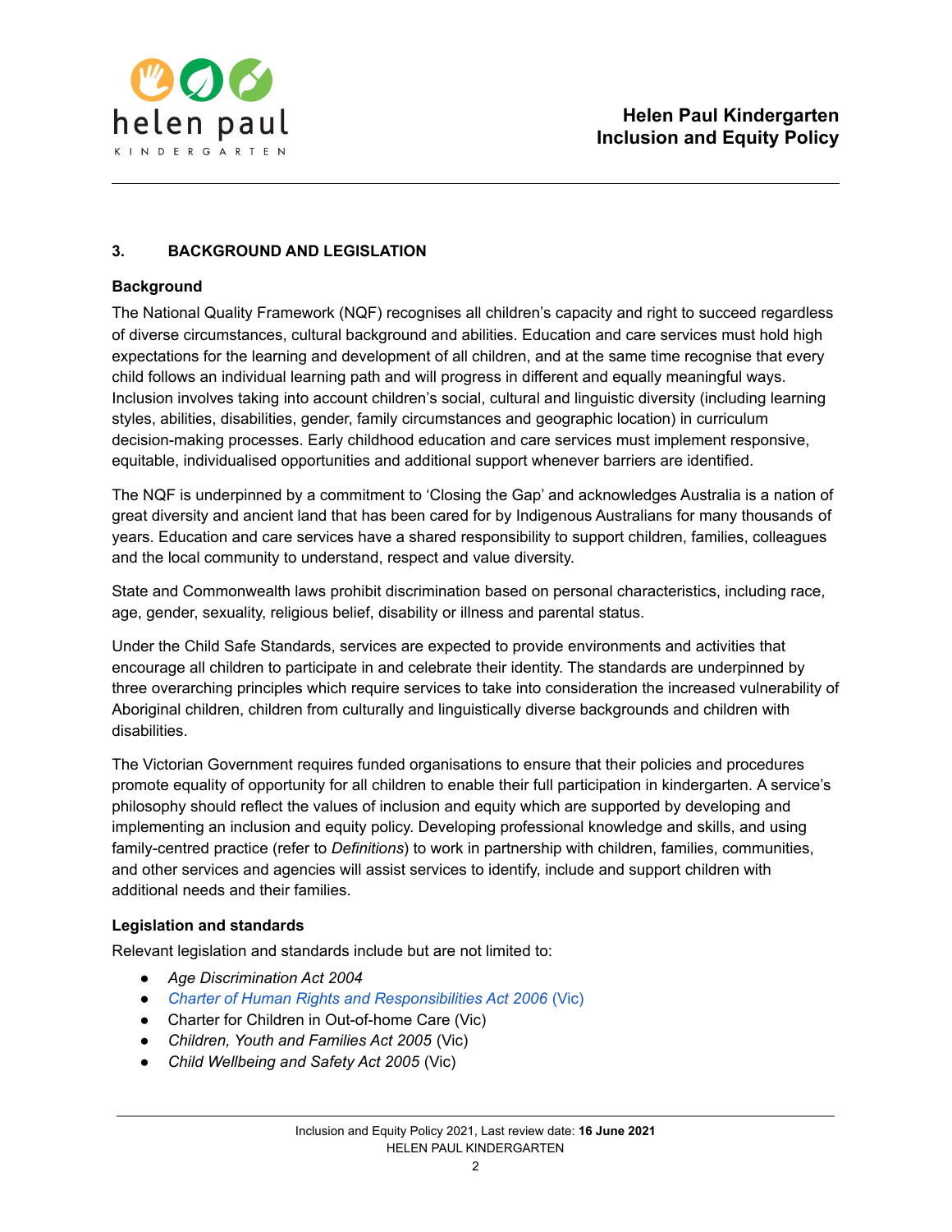## 3. BACKGROUND AND LEGISLATION

### Background

The National Quality Framework (NQF) recognises all children's capacity and right to succeed regardless of diverse circumstances, cultural background and abilities. Education and care services must hold high expectations for the learning and development of all children, and at the same time recognise that every child follows an individual learning path and will progress in different and equally meaningful ways. Inclusion involves taking into account children's social, cultural and linguistic diversity (including learning styles, abilities, disabilities, gender, family circumstances and geographic location) in curriculum decision-making processes. Early childhood education and care services must implement responsive, equitable, individualised opportunities and additional support whenever barriers are identified.

The NQF is underpinned by a commitment to 'Closing the Gap' and acknowledges Australia is a nation of great diversity and ancient land that has been cared for by Indigenous Australians for many thousands of years. Education and care services have a shared responsibility to support children, families, colleagues and the local community to understand, respect and value diversity.

State and Commonwealth laws prohibit discrimination based on personal characteristics, including race, age, gender, sexuality, religious belief, disability or illness and parental status.

Under the Child Safe Standards, services are expected to provide environments and activities that encourage all children to participate in and celebrate their identity. The standards are underpinned by three overarching principles which require services to take into consideration the increased vulnerability of Aboriginal children, children from culturally and linguistically diverse backgrounds and children with disabilities.

The Victorian Government requires funded organisations to ensure that their policies and procedures promote equality of opportunity for all children to enable their full participation in kindergarten. A service's philosophy should reflect the values of inclusion and equity which are supported by developing and implementing an inclusion and equity policy. Developing professional knowledge and skills, and using family-centred practice (refer to *Definitions*) to work in partnership with children, families, communities, and other services and agencies will assist services to identify, include and support children with additional needs and their families.

### Legislation and standards

Relevant legislation and standards include but are not limited to:

- *Age Discrimination Act 2004*
- *Charter of Human Rights and Responsibilities Act 2006* (Vic)
- Charter for Children in Out-of-home Care (Vic)
- *Children, Youth and Families Act 2005* (Vic)
- *Child Wellbeing and Safety Act 2005* (Vic)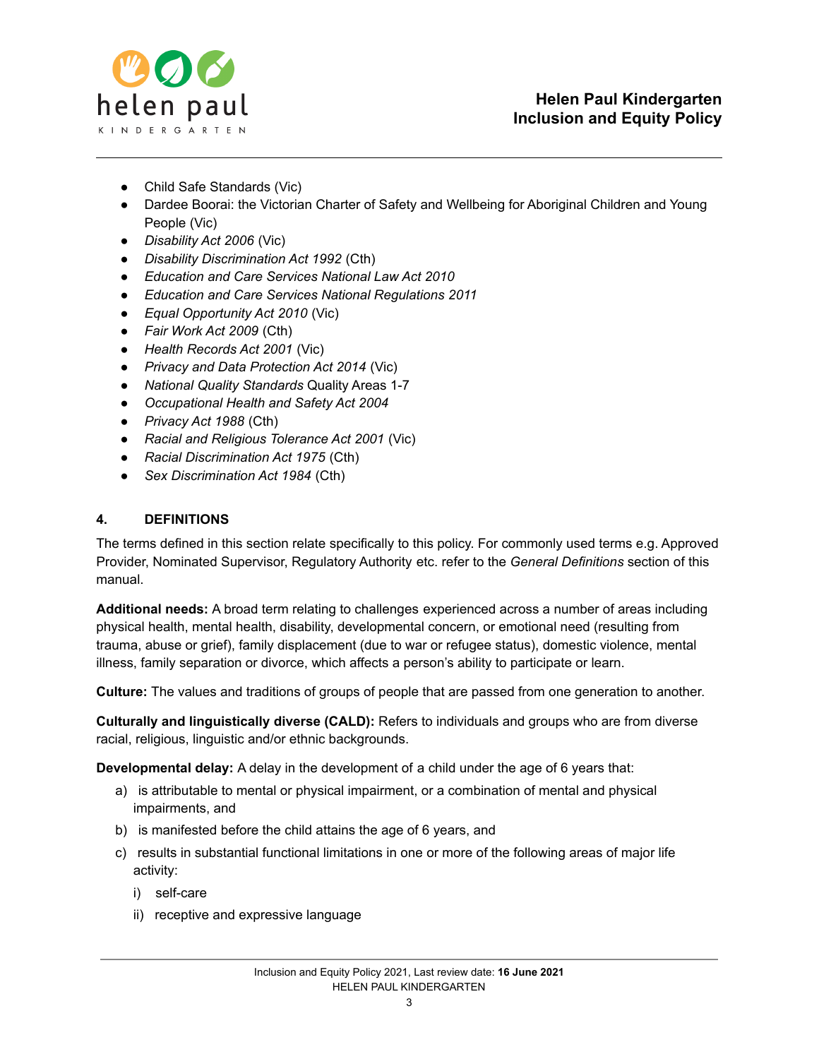- Child Safe Standards (Vic)
- Dardee Boorai: the Victorian Charter of Safety and Wellbeing for Aboriginal Children and Young People (Vic)
- *Disability Act 2006* (Vic)
- *Disability Discrimination Act 1992* (Cth)
- *Education and Care Services National Law Act 2010*
- *Education and Care Services National Regulations 2011*
- *Equal Opportunity Act 2010* (Vic)
- *Fair Work Act 2009* (Cth)
- *Health Records Act 2001* (Vic)
- *Privacy and Data Protection Act 2014* (Vic)
- *National Quality Standards* Quality Areas 1-7
- *Occupational Health and Safety Act 2004*
- *Privacy Act 1988* (Cth)
- *Racial and Religious Tolerance Act 2001* (Vic)
- *Racial Discrimination Act 1975* (Cth)
- *Sex Discrimination Act 1984* (Cth)

## 4. DEFINITIONS

The terms defined in this section relate specifically to this policy. For commonly used terms e.g. Approved Provider, Nominated Supervisor, Regulatory Authority etc. refer to the *General Definitions* section of this manual.

**Additional needs:** A broad term relating to challenges experienced across a number of areas including physical health, mental health, disability, developmental concern, or emotional need (resulting from trauma, abuse or grief), family displacement (due to war or refugee status), domestic violence, mental illness, family separation or divorce, which affects a person's ability to participate or learn.

**Culture:** The values and traditions of groups of people that are passed from one generation to another.

**Culturally and linguistically diverse (CALD):** Refers to individuals and groups who are from diverse racial, religious, linguistic and/or ethnic backgrounds.

**Developmental delay:** A delay in the development of a child under the age of 6 years that:

a) is attributable to mental or physical impairment, or a combination of mental and physical impairments, and

b) is manifested before the child attains the age of 6 years, and

c) results in substantial functional limitations in one or more of the following areas of major life activity:

  i) self-care

  ii) receptive and expressive language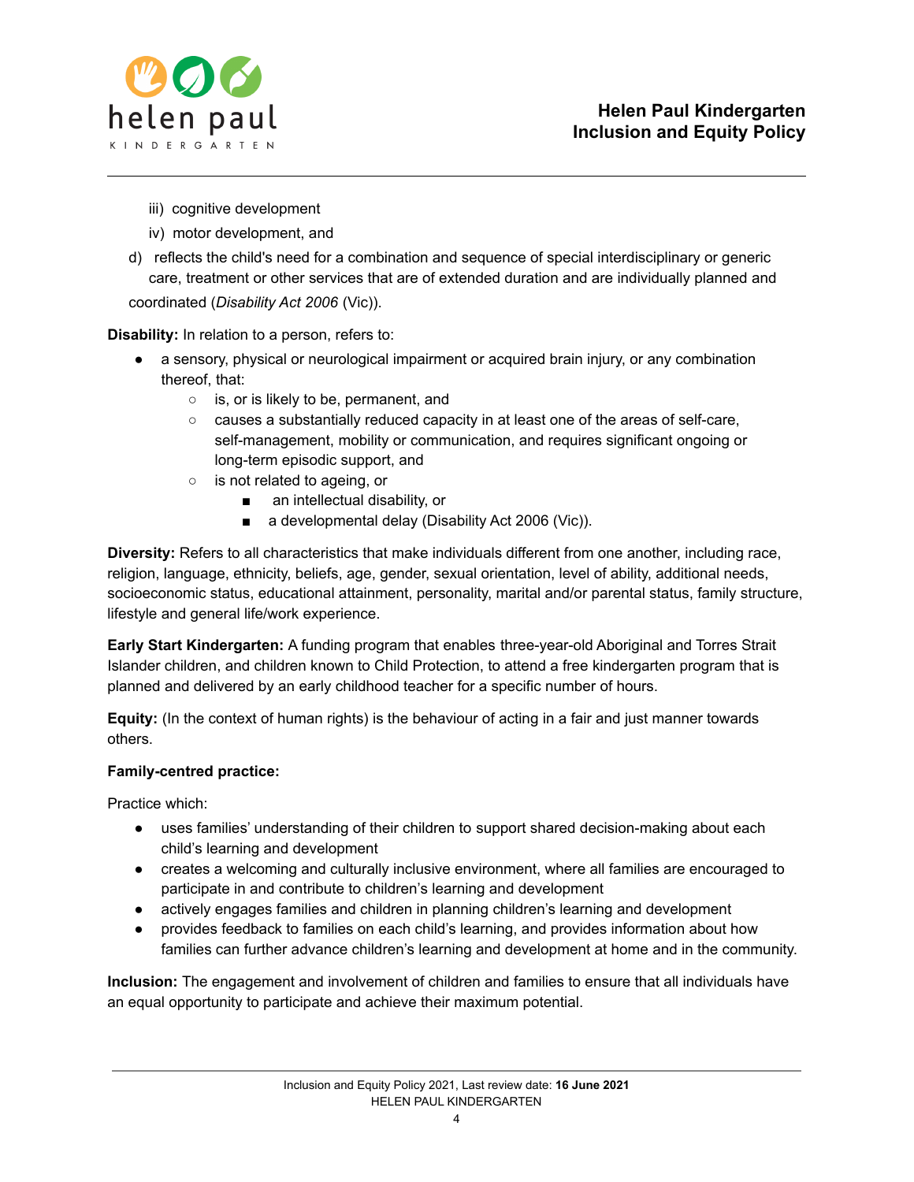iii) cognitive development

iv) motor development, and

d) reflects the child's need for a combination and sequence of special interdisciplinary or generic care, treatment or other services that are of extended duration and are individually planned and coordinated (*Disability Act 2006* (Vic)).

**Disability:** In relation to a person, refers to:

- a sensory, physical or neurological impairment or acquired brain injury, or any combination thereof, that:
  - is, or is likely to be, permanent, and
  - causes a substantially reduced capacity in at least one of the areas of self-care, self-management, mobility or communication, and requires significant ongoing or long-term episodic support, and
  - is not related to ageing, or
    - an intellectual disability, or
    - a developmental delay (Disability Act 2006 (Vic)).

**Diversity:** Refers to all characteristics that make individuals different from one another, including race, religion, language, ethnicity, beliefs, age, gender, sexual orientation, level of ability, additional needs, socioeconomic status, educational attainment, personality, marital and/or parental status, family structure, lifestyle and general life/work experience.

**Early Start Kindergarten:** A funding program that enables three-year-old Aboriginal and Torres Strait Islander children, and children known to Child Protection, to attend a free kindergarten program that is planned and delivered by an early childhood teacher for a specific number of hours.

**Equity:** (In the context of human rights) is the behaviour of acting in a fair and just manner towards others.

**Family-centred practice:**

Practice which:

- uses families' understanding of their children to support shared decision-making about each child's learning and development
- creates a welcoming and culturally inclusive environment, where all families are encouraged to participate in and contribute to children's learning and development
- actively engages families and children in planning children's learning and development
- provides feedback to families on each child's learning, and provides information about how families can further advance children's learning and development at home and in the community.

**Inclusion:** The engagement and involvement of children and families to ensure that all individuals have an equal opportunity to participate and achieve their maximum potential.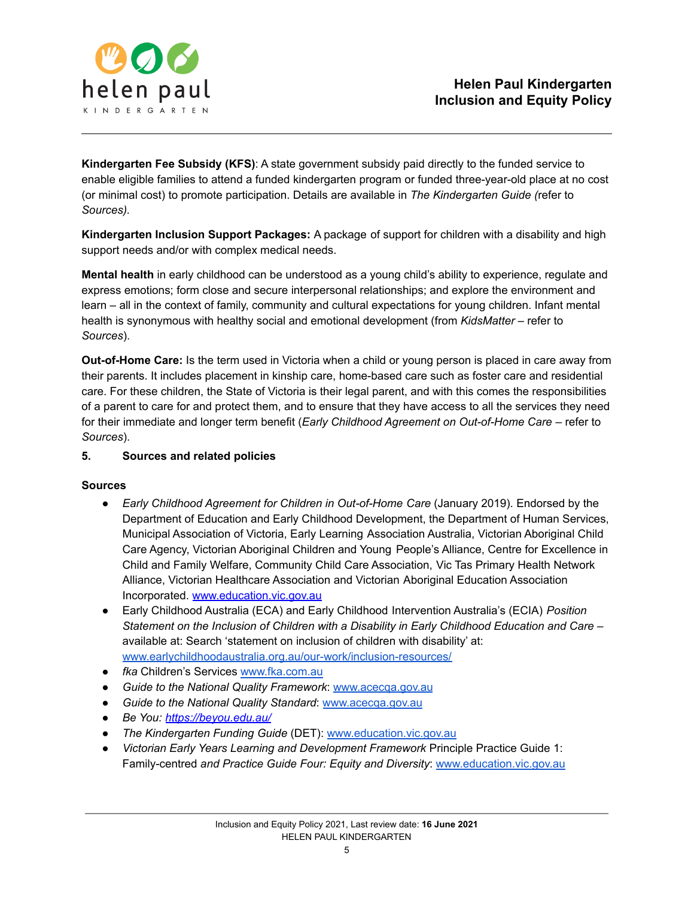**Kindergarten Fee Subsidy (KFS)**: A state government subsidy paid directly to the funded service to enable eligible families to attend a funded kindergarten program or funded three-year-old place at no cost (or minimal cost) to promote participation. Details are available in *The Kindergarten Guide (*refer to *Sources).*

**Kindergarten Inclusion Support Packages:** A package of support for children with a disability and high support needs and/or with complex medical needs.

**Mental health** in early childhood can be understood as a young child's ability to experience, regulate and express emotions; form close and secure interpersonal relationships; and explore the environment and learn – all in the context of family, community and cultural expectations for young children. Infant mental health is synonymous with healthy social and emotional development (from *KidsMatter* – refer to *Sources*).

**Out-of-Home Care:** Is the term used in Victoria when a child or young person is placed in care away from their parents. It includes placement in kinship care, home-based care such as foster care and residential care. For these children, the State of Victoria is their legal parent, and with this comes the responsibilities of a parent to care for and protect them, and to ensure that they have access to all the services they need for their immediate and longer term benefit (*Early Childhood Agreement on Out-of-Home Care* – refer to *Sources*).

## 5. Sources and related policies

### Sources

- *Early Childhood Agreement for Children in Out-of-Home Care* (January 2019). Endorsed by the Department of Education and Early Childhood Development, the Department of Human Services, Municipal Association of Victoria, Early Learning Association Australia, Victorian Aboriginal Child Care Agency, Victorian Aboriginal Children and Young People's Alliance, Centre for Excellence in Child and Family Welfare, Community Child Care Association, Vic Tas Primary Health Network Alliance, Victorian Healthcare Association and Victorian Aboriginal Education Association Incorporated. www.education.vic.gov.au
- Early Childhood Australia (ECA) and Early Childhood Intervention Australia's (ECIA) *Position Statement on the Inclusion of Children with a Disability in Early Childhood Education and Care* – available at: Search 'statement on inclusion of children with disability' at: www.earlychildhoodaustralia.org.au/our-work/inclusion-resources/
- *fka* Children's Services www.fka.com.au
- *Guide to the National Quality Framework*: www.acecqa.gov.au
- *Guide to the National Quality Standard*: www.acecqa.gov.au
- *Be You: https://beyou.edu.au/*
- *The Kindergarten Funding Guide* (DET): www.education.vic.gov.au
- *Victorian Early Years Learning and Development Framework* Principle Practice Guide 1: Family-centred *and Practice Guide Four: Equity and Diversity*: www.education.vic.gov.au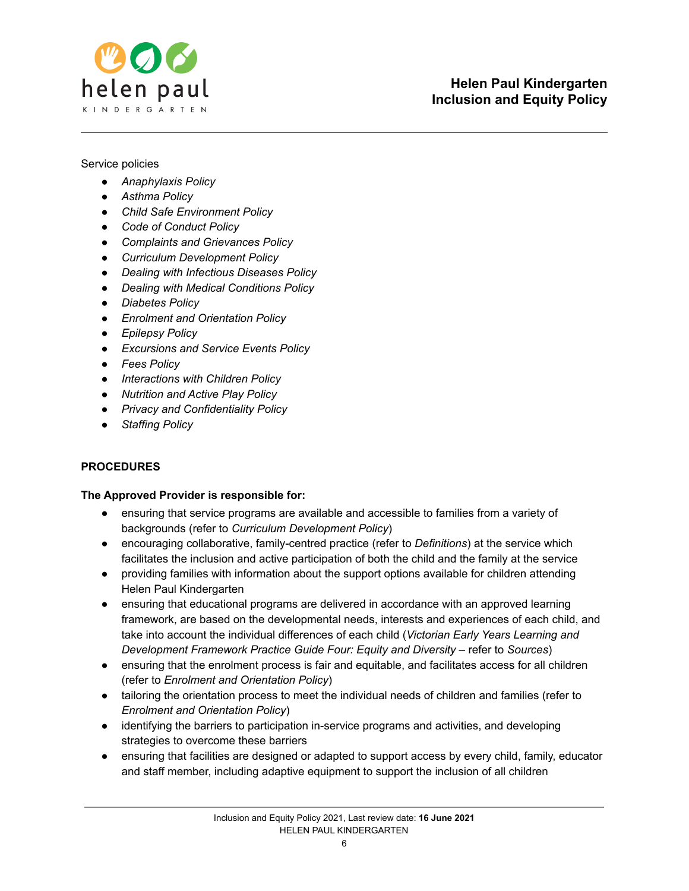Service policies

- *Anaphylaxis Policy*
- *Asthma Policy*
- *Child Safe Environment Policy*
- *Code of Conduct Policy*
- *Complaints and Grievances Policy*
- *Curriculum Development Policy*
- *Dealing with Infectious Diseases Policy*
- *Dealing with Medical Conditions Policy*
- *Diabetes Policy*
- *Enrolment and Orientation Policy*
- *Epilepsy Policy*
- *Excursions and Service Events Policy*
- *Fees Policy*
- *Interactions with Children Policy*
- *Nutrition and Active Play Policy*
- *Privacy and Confidentiality Policy*
- *Staffing Policy*

**PROCEDURES**

**The Approved Provider is responsible for:**

- ensuring that service programs are available and accessible to families from a variety of backgrounds (refer to *Curriculum Development Policy*)
- encouraging collaborative, family-centred practice (refer to *Definitions*) at the service which facilitates the inclusion and active participation of both the child and the family at the service
- providing families with information about the support options available for children attending Helen Paul Kindergarten
- ensuring that educational programs are delivered in accordance with an approved learning framework, are based on the developmental needs, interests and experiences of each child, and take into account the individual differences of each child (*Victorian Early Years Learning and Development Framework Practice Guide Four: Equity and Diversity* – refer to *Sources*)
- ensuring that the enrolment process is fair and equitable, and facilitates access for all children (refer to *Enrolment and Orientation Policy*)
- tailoring the orientation process to meet the individual needs of children and families (refer to *Enrolment and Orientation Policy*)
- identifying the barriers to participation in-service programs and activities, and developing strategies to overcome these barriers
- ensuring that facilities are designed or adapted to support access by every child, family, educator and staff member, including adaptive equipment to support the inclusion of all children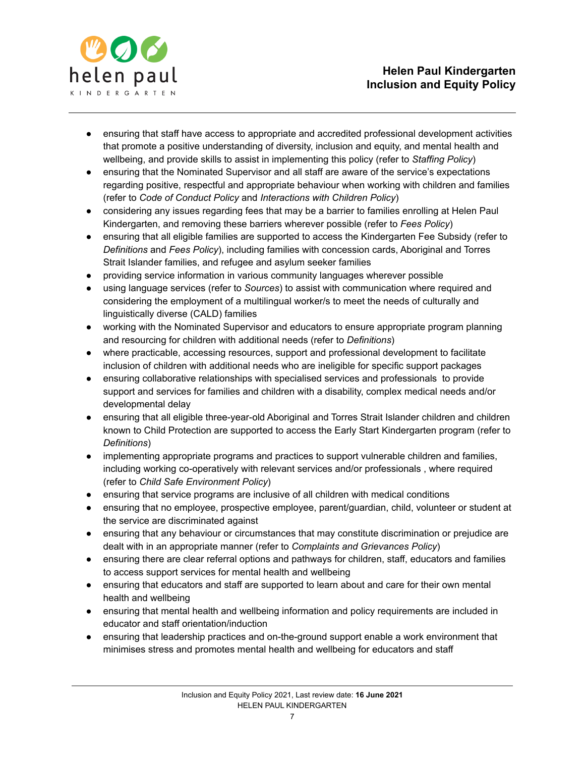- ensuring that staff have access to appropriate and accredited professional development activities that promote a positive understanding of diversity, inclusion and equity, and mental health and wellbeing, and provide skills to assist in implementing this policy (refer to *Staffing Policy*)
- ensuring that the Nominated Supervisor and all staff are aware of the service's expectations regarding positive, respectful and appropriate behaviour when working with children and families (refer to *Code of Conduct Policy* and *Interactions with Children Policy*)
- considering any issues regarding fees that may be a barrier to families enrolling at Helen Paul Kindergarten, and removing these barriers wherever possible (refer to *Fees Policy*)
- ensuring that all eligible families are supported to access the Kindergarten Fee Subsidy (refer to *Definitions* and *Fees Policy*), including families with concession cards, Aboriginal and Torres Strait Islander families, and refugee and asylum seeker families
- providing service information in various community languages wherever possible
- using language services (refer to *Sources*) to assist with communication where required and considering the employment of a multilingual worker/s to meet the needs of culturally and linguistically diverse (CALD) families
- working with the Nominated Supervisor and educators to ensure appropriate program planning and resourcing for children with additional needs (refer to *Definitions*)
- where practicable, accessing resources, support and professional development to facilitate inclusion of children with additional needs who are ineligible for specific support packages
- ensuring collaborative relationships with specialised services and professionals to provide support and services for families and children with a disability, complex medical needs and/or developmental delay
- ensuring that all eligible three-year-old Aboriginal and Torres Strait Islander children and children known to Child Protection are supported to access the Early Start Kindergarten program (refer to *Definitions*)
- implementing appropriate programs and practices to support vulnerable children and families, including working co-operatively with relevant services and/or professionals , where required (refer to *Child Safe Environment Policy*)
- ensuring that service programs are inclusive of all children with medical conditions
- ensuring that no employee, prospective employee, parent/guardian, child, volunteer or student at the service are discriminated against
- ensuring that any behaviour or circumstances that may constitute discrimination or prejudice are dealt with in an appropriate manner (refer to *Complaints and Grievances Policy*)
- ensuring there are clear referral options and pathways for children, staff, educators and families to access support services for mental health and wellbeing
- ensuring that educators and staff are supported to learn about and care for their own mental health and wellbeing
- ensuring that mental health and wellbeing information and policy requirements are included in educator and staff orientation/induction
- ensuring that leadership practices and on-the-ground support enable a work environment that minimises stress and promotes mental health and wellbeing for educators and staff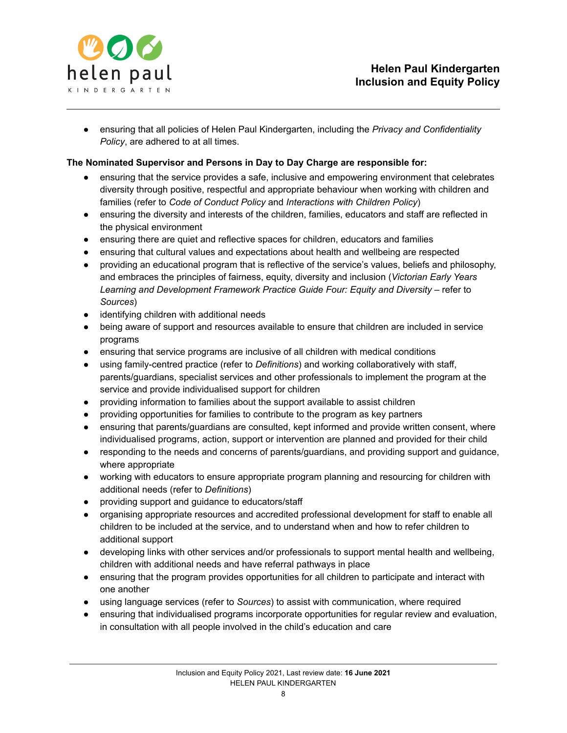- ensuring that all policies of Helen Paul Kindergarten, including the *Privacy and Confidentiality Policy*, are adhered to at all times.

**The Nominated Supervisor and Persons in Day to Day Charge are responsible for:**

- ensuring that the service provides a safe, inclusive and empowering environment that celebrates diversity through positive, respectful and appropriate behaviour when working with children and families (refer to *Code of Conduct Policy* and *Interactions with Children Policy*)
- ensuring the diversity and interests of the children, families, educators and staff are reflected in the physical environment
- ensuring there are quiet and reflective spaces for children, educators and families
- ensuring that cultural values and expectations about health and wellbeing are respected
- providing an educational program that is reflective of the service's values, beliefs and philosophy, and embraces the principles of fairness, equity, diversity and inclusion (*Victorian Early Years Learning and Development Framework Practice Guide Four: Equity and Diversity* – refer to *Sources*)
- identifying children with additional needs
- being aware of support and resources available to ensure that children are included in service programs
- ensuring that service programs are inclusive of all children with medical conditions
- using family-centred practice (refer to *Definitions*) and working collaboratively with staff, parents/guardians, specialist services and other professionals to implement the program at the service and provide individualised support for children
- providing information to families about the support available to assist children
- providing opportunities for families to contribute to the program as key partners
- ensuring that parents/guardians are consulted, kept informed and provide written consent, where individualised programs, action, support or intervention are planned and provided for their child
- responding to the needs and concerns of parents/guardians, and providing support and guidance, where appropriate
- working with educators to ensure appropriate program planning and resourcing for children with additional needs (refer to *Definitions*)
- providing support and guidance to educators/staff
- organising appropriate resources and accredited professional development for staff to enable all children to be included at the service, and to understand when and how to refer children to additional support
- developing links with other services and/or professionals to support mental health and wellbeing, children with additional needs and have referral pathways in place
- ensuring that the program provides opportunities for all children to participate and interact with one another
- using language services (refer to *Sources*) to assist with communication, where required
- ensuring that individualised programs incorporate opportunities for regular review and evaluation, in consultation with all people involved in the child's education and care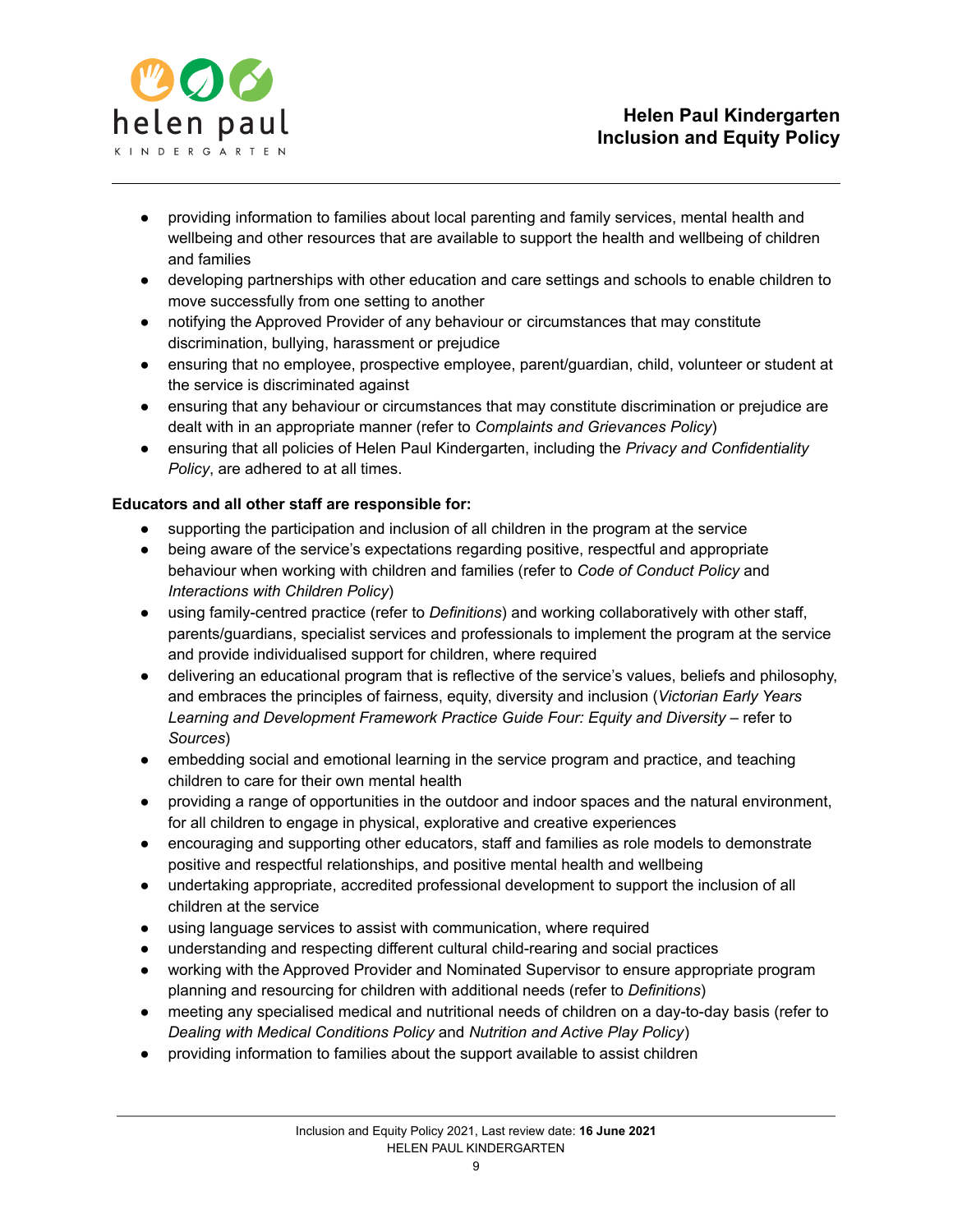- providing information to families about local parenting and family services, mental health and wellbeing and other resources that are available to support the health and wellbeing of children and families
- developing partnerships with other education and care settings and schools to enable children to move successfully from one setting to another
- notifying the Approved Provider of any behaviour or circumstances that may constitute discrimination, bullying, harassment or prejudice
- ensuring that no employee, prospective employee, parent/guardian, child, volunteer or student at the service is discriminated against
- ensuring that any behaviour or circumstances that may constitute discrimination or prejudice are dealt with in an appropriate manner (refer to *Complaints and Grievances Policy*)
- ensuring that all policies of Helen Paul Kindergarten, including the *Privacy and Confidentiality Policy*, are adhered to at all times.

**Educators and all other staff are responsible for:**

- supporting the participation and inclusion of all children in the program at the service
- being aware of the service's expectations regarding positive, respectful and appropriate behaviour when working with children and families (refer to *Code of Conduct Policy* and *Interactions with Children Policy*)
- using family-centred practice (refer to *Definitions*) and working collaboratively with other staff, parents/guardians, specialist services and professionals to implement the program at the service and provide individualised support for children, where required
- delivering an educational program that is reflective of the service's values, beliefs and philosophy, and embraces the principles of fairness, equity, diversity and inclusion (*Victorian Early Years Learning and Development Framework Practice Guide Four: Equity and Diversity* – refer to *Sources*)
- embedding social and emotional learning in the service program and practice, and teaching children to care for their own mental health
- providing a range of opportunities in the outdoor and indoor spaces and the natural environment, for all children to engage in physical, explorative and creative experiences
- encouraging and supporting other educators, staff and families as role models to demonstrate positive and respectful relationships, and positive mental health and wellbeing
- undertaking appropriate, accredited professional development to support the inclusion of all children at the service
- using language services to assist with communication, where required
- understanding and respecting different cultural child-rearing and social practices
- working with the Approved Provider and Nominated Supervisor to ensure appropriate program planning and resourcing for children with additional needs (refer to *Definitions*)
- meeting any specialised medical and nutritional needs of children on a day-to-day basis (refer to *Dealing with Medical Conditions Policy* and *Nutrition and Active Play Policy*)
- providing information to families about the support available to assist children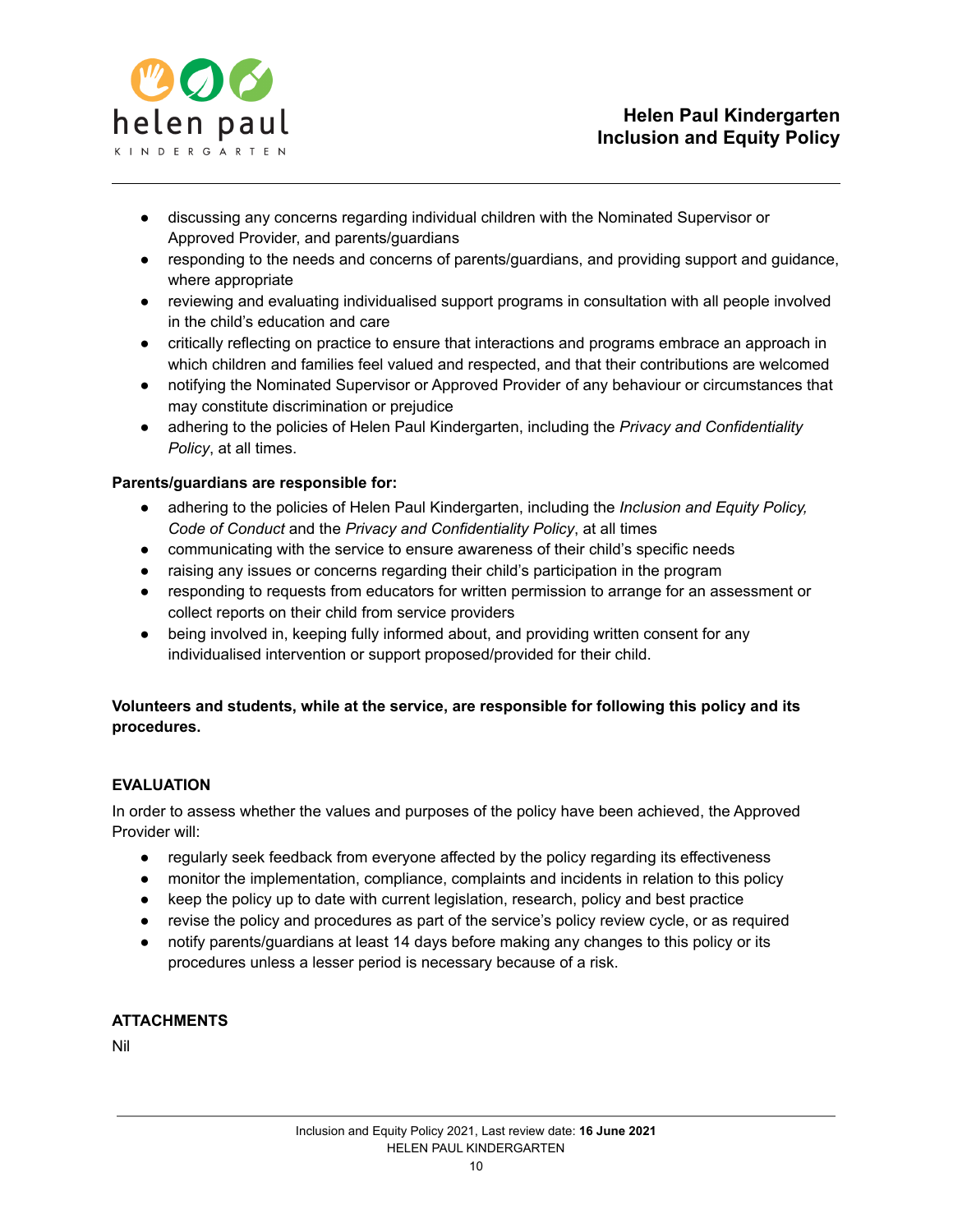- discussing any concerns regarding individual children with the Nominated Supervisor or Approved Provider, and parents/guardians
- responding to the needs and concerns of parents/guardians, and providing support and guidance, where appropriate
- reviewing and evaluating individualised support programs in consultation with all people involved in the child's education and care
- critically reflecting on practice to ensure that interactions and programs embrace an approach in which children and families feel valued and respected, and that their contributions are welcomed
- notifying the Nominated Supervisor or Approved Provider of any behaviour or circumstances that may constitute discrimination or prejudice
- adhering to the policies of Helen Paul Kindergarten, including the *Privacy and Confidentiality Policy*, at all times.

**Parents/guardians are responsible for:**

- adhering to the policies of Helen Paul Kindergarten, including the *Inclusion and Equity Policy, Code of Conduct* and the *Privacy and Confidentiality Policy*, at all times
- communicating with the service to ensure awareness of their child's specific needs
- raising any issues or concerns regarding their child's participation in the program
- responding to requests from educators for written permission to arrange for an assessment or collect reports on their child from service providers
- being involved in, keeping fully informed about, and providing written consent for any individualised intervention or support proposed/provided for their child.

**Volunteers and students, while at the service, are responsible for following this policy and its procedures.**

## EVALUATION

In order to assess whether the values and purposes of the policy have been achieved, the Approved Provider will:

- regularly seek feedback from everyone affected by the policy regarding its effectiveness
- monitor the implementation, compliance, complaints and incidents in relation to this policy
- keep the policy up to date with current legislation, research, policy and best practice
- revise the policy and procedures as part of the service's policy review cycle, or as required
- notify parents/guardians at least 14 days before making any changes to this policy or its procedures unless a lesser period is necessary because of a risk.

## ATTACHMENTS

Nil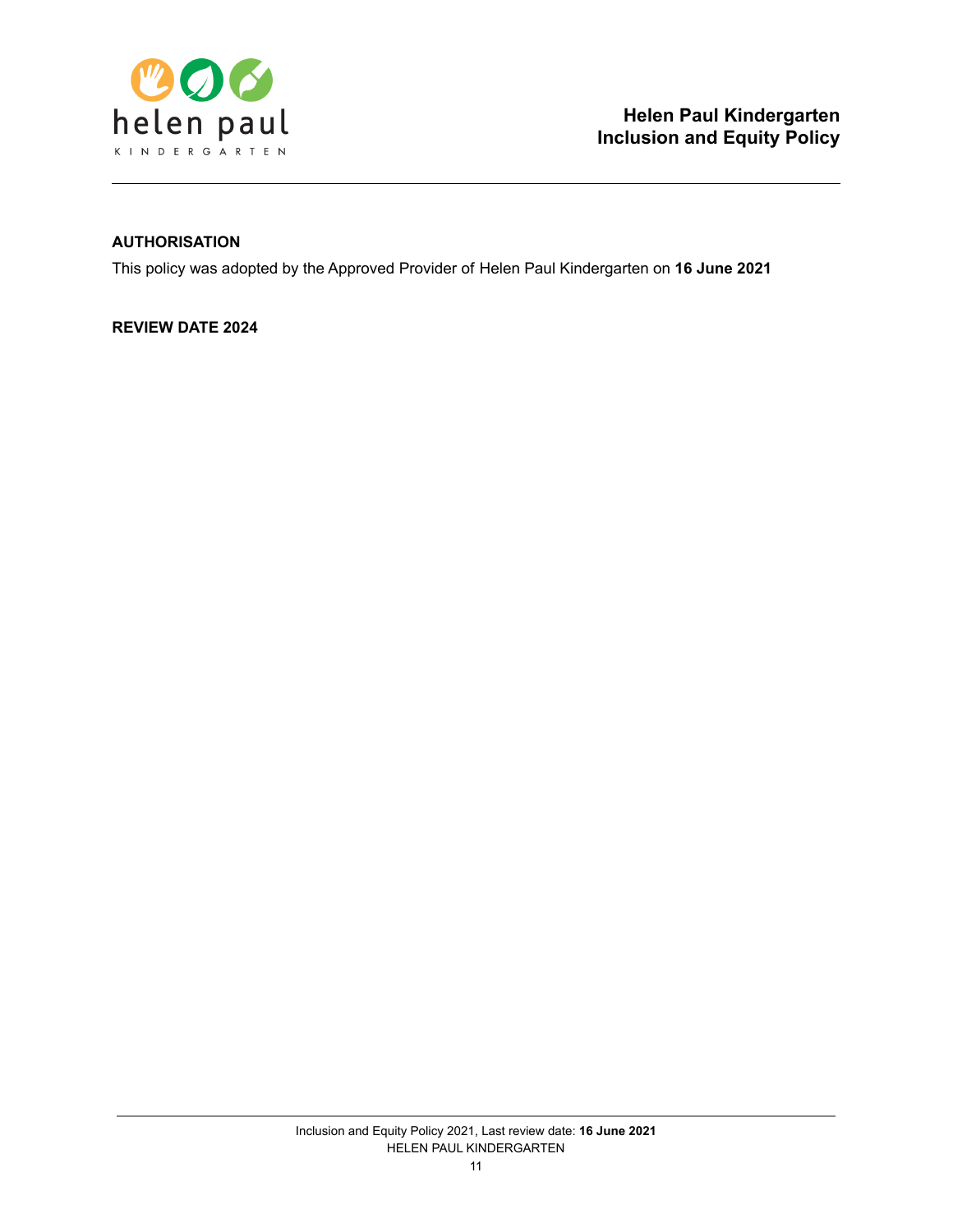## AUTHORISATION

This policy was adopted by the Approved Provider of Helen Paul Kindergarten on **16 June 2021**

**REVIEW DATE 2024**